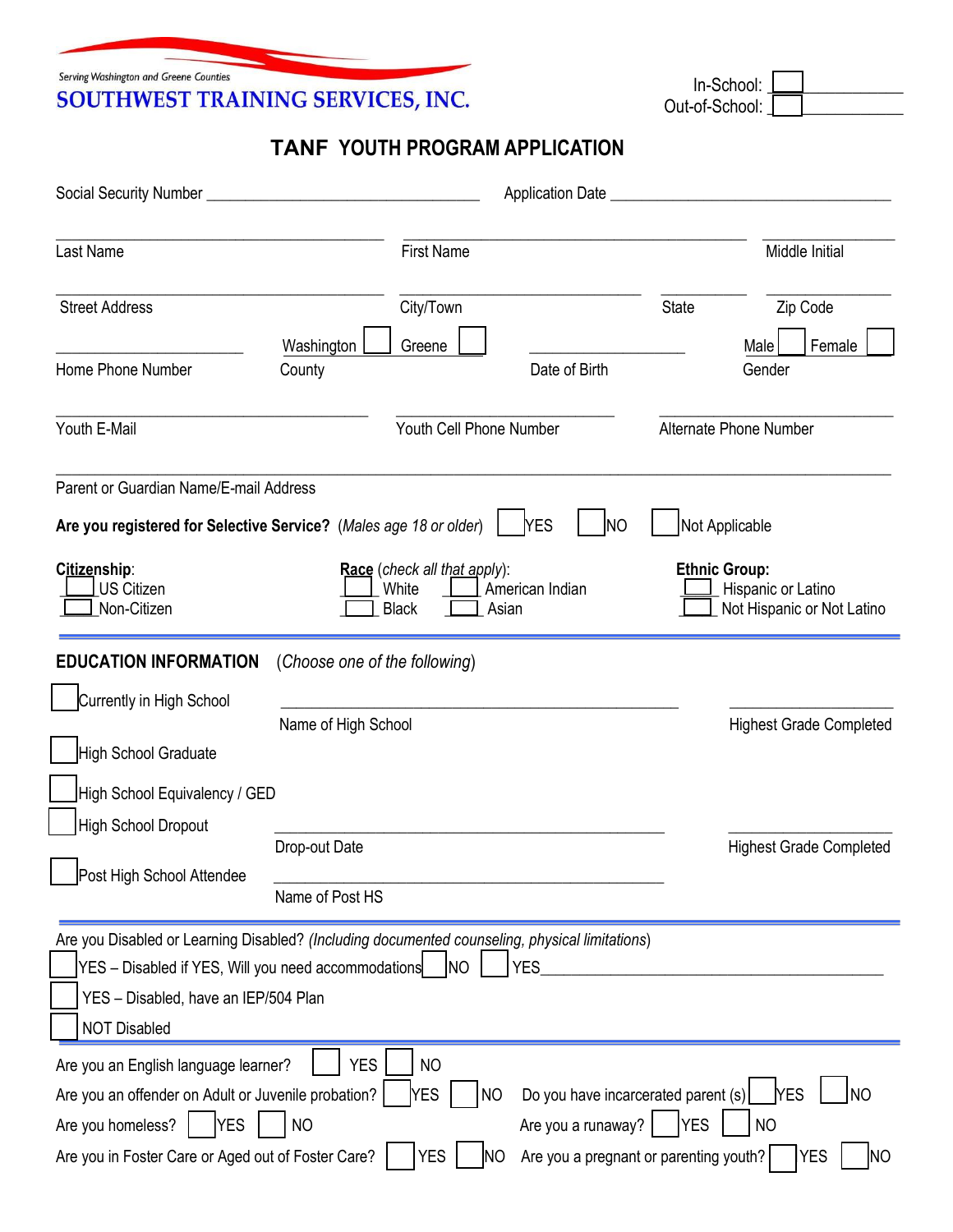Serving Washington and Greene Counties

**SOUTHWEST TRAINING SERVICES, INC.**

In-School: ☐ ____________
Out-of-School: ☐ ____________

# TANF YOUTH PROGRAM APPLICATION

Social Security Number ______________________________ Application Date ______________________________

______________________ ______________________ ______________________
Last Name First Name Middle Initial

______________________ ______________________ __________ __________
Street Address City/Town State Zip Code

______________________ Washington ☐ Greene ☐ ______________________ Male ☐ Female ☐
Home Phone Number County Date of Birth Gender

______________________ ______________________ ______________________
Youth E-Mail Youth Cell Phone Number Alternate Phone Number

______________________________________________________________
Parent or Guardian Name/E-mail Address

**Are you registered for Selective Service?** (*Males age 18 or older*) ☐ YES ☐ NO ☐ Not Applicable

**Citizenship**:
☐ US Citizen
☐ Non-Citizen

**Race** (*check all that apply*):
☐ White ☐ American Indian
☐ Black ☐ Asian

**Ethnic Group:**
☐ Hispanic or Latino
☐ Not Hispanic or Not Latino

## EDUCATION INFORMATION (*Choose one of the following*)

☐ Currently in High School ______________________ ______________________
Name of High School Highest Grade Completed

☐ High School Graduate

☐ High School Equivalency / GED

☐ High School Dropout ______________________ ______________________
Drop-out Date Highest Grade Completed

☐ Post High School Attendee ______________________
Name of Post HS

Are you Disabled or Learning Disabled? (*Including documented counseling, physical limitations*)

☐ YES – Disabled if YES, Will you need accommodations ☐ NO ☐ YES______________________

☐ YES – Disabled, have an IEP/504 Plan

☐ NOT Disabled

Are you an English language learner? ☐ YES ☐ NO

Are you an offender on Adult or Juvenile probation? ☐ YES ☐ NO Do you have incarcerated parent (s) ☐ YES ☐ NO

Are you homeless? ☐ YES ☐ NO Are you a runaway? ☐ YES ☐ NO

Are you in Foster Care or Aged out of Foster Care? ☐ YES ☐ NO Are you a pregnant or parenting youth? ☐ YES ☐ NO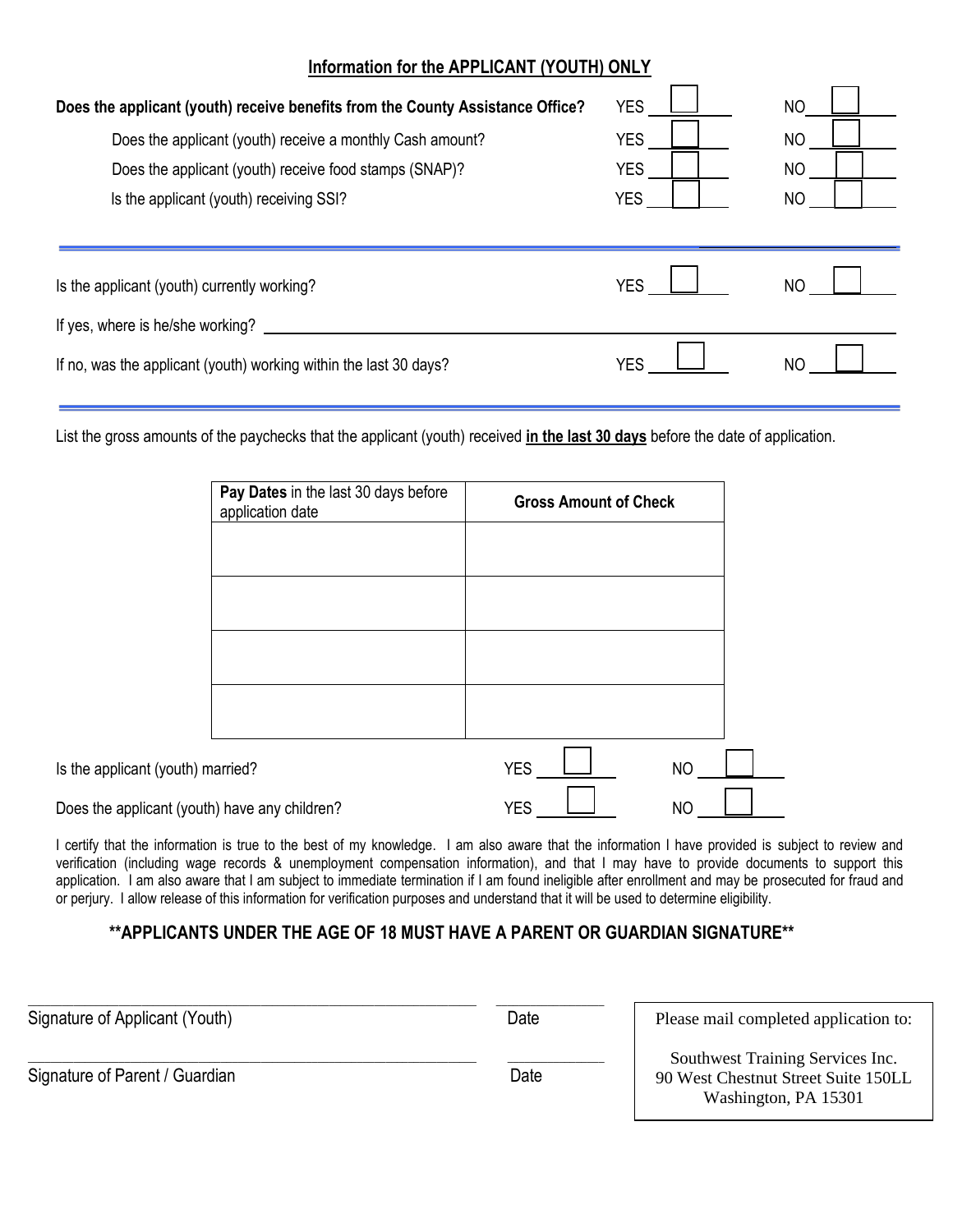## Information for the APPLICANT (YOUTH) ONLY

**Does the applicant (youth) receive benefits from the County Assistance Office?** YES ☐ NO ☐

Does the applicant (youth) receive a monthly Cash amount? YES ☐ NO ☐

Does the applicant (youth) receive food stamps (SNAP)? YES ☐ NO ☐

Is the applicant (youth) receiving SSI? YES ☐ NO ☐

---

Is the applicant (youth) currently working? YES ☐ NO ☐

If yes, where is he/she working? ______________________________

If no, was the applicant (youth) working within the last 30 days? YES ☐ NO ☐

---

List the gross amounts of the paychecks that the applicant (youth) received **in the last 30 days** before the date of application.

| **Pay Dates** in the last 30 days before application date | **Gross Amount of Check** |
|---|---|
| | |
| | |
| | |
| | |

Is the applicant (youth) married? YES ☐ NO ☐

Does the applicant (youth) have any children? YES ☐ NO ☐

I certify that the information is true to the best of my knowledge. I am also aware that the information I have provided is subject to review and verification (including wage records & unemployment compensation information), and that I may have to provide documents to support this application. I am also aware that I am subject to immediate termination if I am found ineligible after enrollment and may be prosecuted for fraud and or perjury. I allow release of this information for verification purposes and understand that it will be used to determine eligibility.

### **APPLICANTS UNDER THE AGE OF 18 MUST HAVE A PARENT OR GUARDIAN SIGNATURE**

______________________________ ____________
Signature of Applicant (Youth) Date

______________________________ ____________
Signature of Parent / Guardian Date

Please mail completed application to:

Southwest Training Services Inc.
90 West Chestnut Street Suite 150LL
Washington, PA 15301